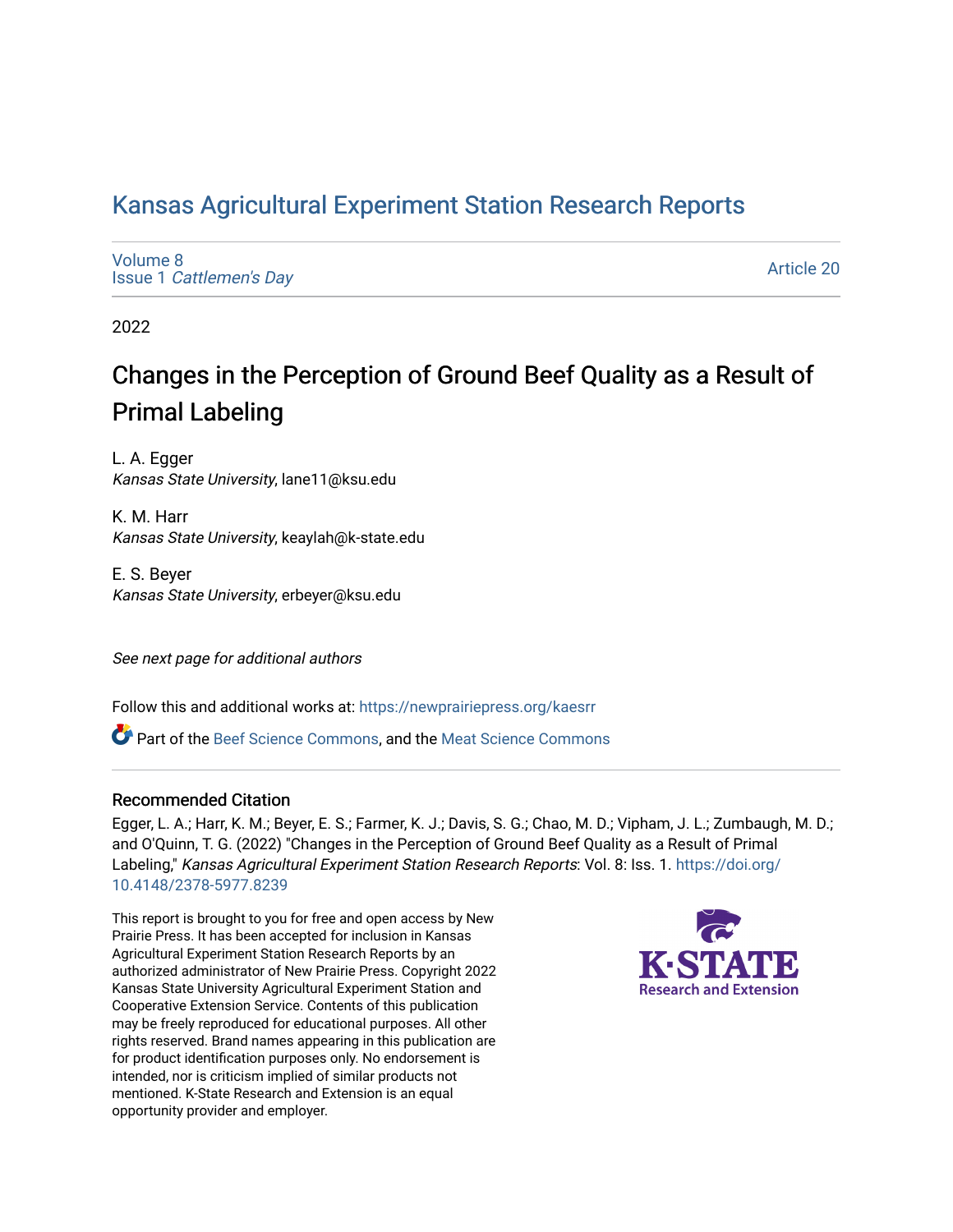# Kansas Agricultural Experiment Station Research Reports

Volume 8
Issue 1 *Cattlemen's Day*

Article 20

2022

## Changes in the Perception of Ground Beef Quality as a Result of Primal Labeling

L. A. Egger
*Kansas State University*, lane11@ksu.edu

K. M. Harr
*Kansas State University*, keaylah@k-state.edu

E. S. Beyer
*Kansas State University*, erbeyer@ksu.edu

*See next page for additional authors*

Follow this and additional works at: https://newprairiepress.org/kaesrr

Part of the Beef Science Commons, and the Meat Science Commons

### Recommended Citation

Egger, L. A.; Harr, K. M.; Beyer, E. S.; Farmer, K. J.; Davis, S. G.; Chao, M. D.; Vipham, J. L.; Zumbaugh, M. D.; and O'Quinn, T. G. (2022) "Changes in the Perception of Ground Beef Quality as a Result of Primal Labeling," *Kansas Agricultural Experiment Station Research Reports*: Vol. 8: Iss. 1. https://doi.org/10.4148/2378-5977.8239

This report is brought to you for free and open access by New Prairie Press. It has been accepted for inclusion in Kansas Agricultural Experiment Station Research Reports by an authorized administrator of New Prairie Press. Copyright 2022 Kansas State University Agricultural Experiment Station and Cooperative Extension Service. Contents of this publication may be freely reproduced for educational purposes. All other rights reserved. Brand names appearing in this publication are for product identification purposes only. No endorsement is intended, nor is criticism implied of similar products not mentioned. K-State Research and Extension is an equal opportunity provider and employer.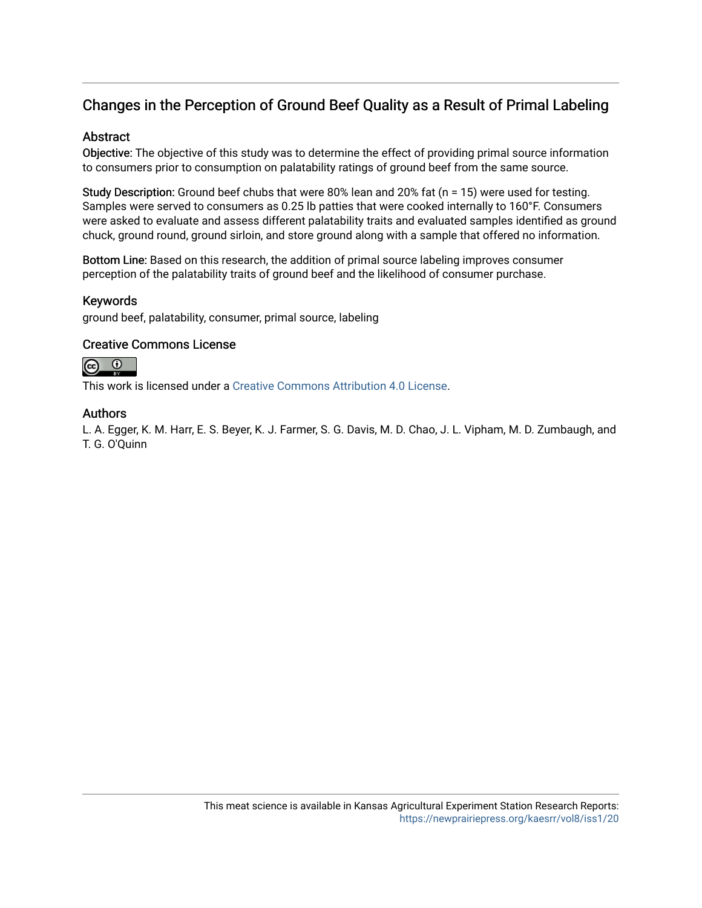## Changes in the Perception of Ground Beef Quality as a Result of Primal Labeling

### Abstract

**Objective:** The objective of this study was to determine the effect of providing primal source information to consumers prior to consumption on palatability ratings of ground beef from the same source.

**Study Description:** Ground beef chubs that were 80% lean and 20% fat (n = 15) were used for testing. Samples were served to consumers as 0.25 lb patties that were cooked internally to 160°F. Consumers were asked to evaluate and assess different palatability traits and evaluated samples identified as ground chuck, ground round, ground sirloin, and store ground along with a sample that offered no information.

**Bottom Line:** Based on this research, the addition of primal source labeling improves consumer perception of the palatability traits of ground beef and the likelihood of consumer purchase.

### Keywords

ground beef, palatability, consumer, primal source, labeling

### Creative Commons License

This work is licensed under a Creative Commons Attribution 4.0 License.

### Authors

L. A. Egger, K. M. Harr, E. S. Beyer, K. J. Farmer, S. G. Davis, M. D. Chao, J. L. Vipham, M. D. Zumbaugh, and T. G. O'Quinn

This meat science is available in Kansas Agricultural Experiment Station Research Reports: https://newprairiepress.org/kaesrr/vol8/iss1/20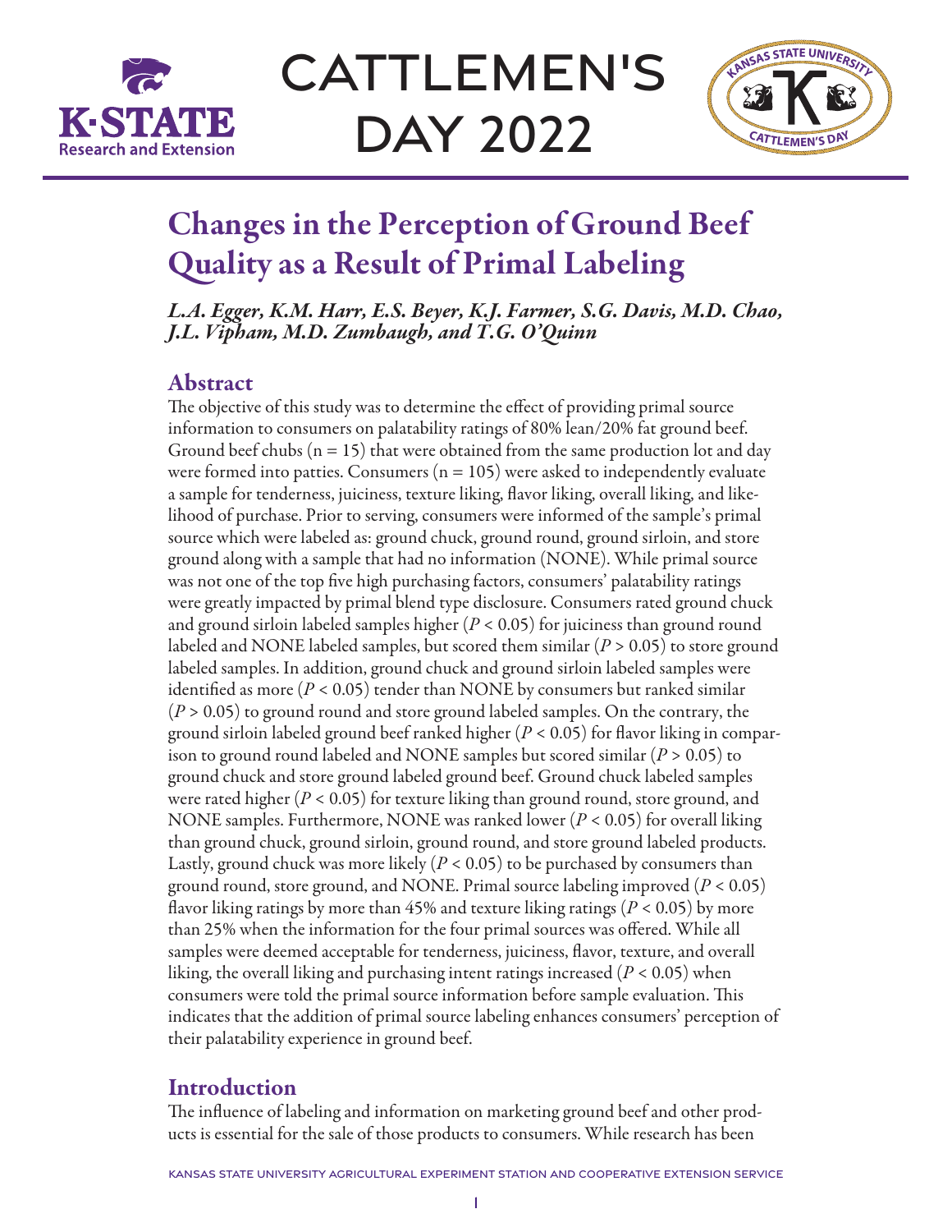# Changes in the Perception of Ground Beef Quality as a Result of Primal Labeling

*L.A. Egger, K.M. Harr, E.S. Beyer, K.J. Farmer, S.G. Davis, M.D. Chao, J.L. Vipham, M.D. Zumbaugh, and T.G. O'Quinn*

## Abstract

The objective of this study was to determine the effect of providing primal source information to consumers on palatability ratings of 80% lean/20% fat ground beef. Ground beef chubs (n = 15) that were obtained from the same production lot and day were formed into patties. Consumers (n = 105) were asked to independently evaluate a sample for tenderness, juiciness, texture liking, flavor liking, overall liking, and likelihood of purchase. Prior to serving, consumers were informed of the sample's primal source which were labeled as: ground chuck, ground round, ground sirloin, and store ground along with a sample that had no information (NONE). While primal source was not one of the top five high purchasing factors, consumers' palatability ratings were greatly impacted by primal blend type disclosure. Consumers rated ground chuck and ground sirloin labeled samples higher ($P < 0.05$) for juiciness than ground round labeled and NONE labeled samples, but scored them similar ($P > 0.05$) to store ground labeled samples. In addition, ground chuck and ground sirloin labeled samples were identified as more ($P < 0.05$) tender than NONE by consumers but ranked similar ($P > 0.05$) to ground round and store ground labeled samples. On the contrary, the ground sirloin labeled ground beef ranked higher ($P < 0.05$) for flavor liking in comparison to ground round labeled and NONE samples but scored similar ($P > 0.05$) to ground chuck and store ground labeled ground beef. Ground chuck labeled samples were rated higher ($P < 0.05$) for texture liking than ground round, store ground, and NONE samples. Furthermore, NONE was ranked lower ($P < 0.05$) for overall liking than ground chuck, ground sirloin, ground round, and store ground labeled products. Lastly, ground chuck was more likely ($P < 0.05$) to be purchased by consumers than ground round, store ground, and NONE. Primal source labeling improved ($P < 0.05$) flavor liking ratings by more than 45% and texture liking ratings ($P < 0.05$) by more than 25% when the information for the four primal sources was offered. While all samples were deemed acceptable for tenderness, juiciness, flavor, texture, and overall liking, the overall liking and purchasing intent ratings increased ($P < 0.05$) when consumers were told the primal source information before sample evaluation. This indicates that the addition of primal source labeling enhances consumers' perception of their palatability experience in ground beef.

## Introduction

The influence of labeling and information on marketing ground beef and other products is essential for the sale of those products to consumers. While research has been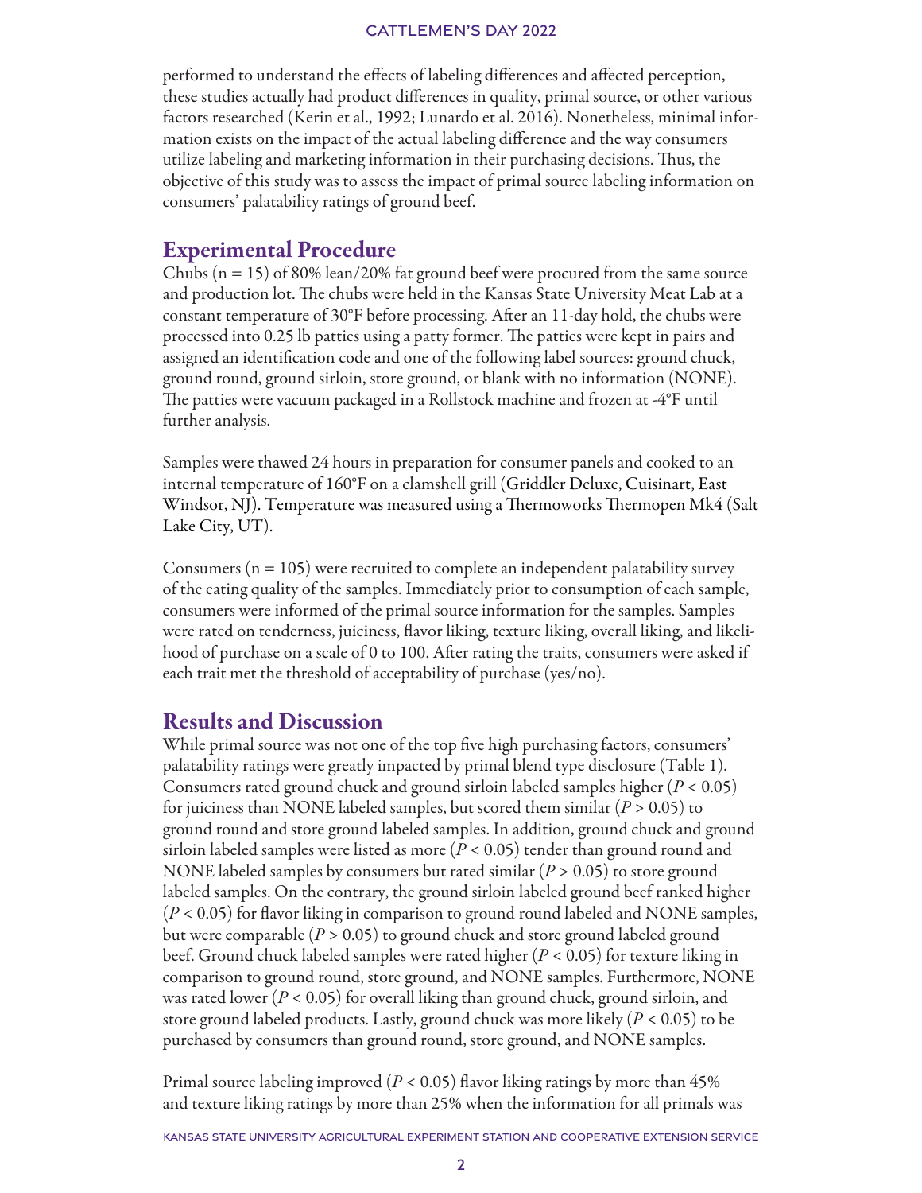performed to understand the effects of labeling differences and affected perception, these studies actually had product differences in quality, primal source, or other various factors researched (Kerin et al., 1992; Lunardo et al. 2016). Nonetheless, minimal information exists on the impact of the actual labeling difference and the way consumers utilize labeling and marketing information in their purchasing decisions. Thus, the objective of this study was to assess the impact of primal source labeling information on consumers' palatability ratings of ground beef.

## Experimental Procedure

Chubs (n = 15) of 80% lean/20% fat ground beef were procured from the same source and production lot. The chubs were held in the Kansas State University Meat Lab at a constant temperature of 30°F before processing. After an 11-day hold, the chubs were processed into 0.25 lb patties using a patty former. The patties were kept in pairs and assigned an identification code and one of the following label sources: ground chuck, ground round, ground sirloin, store ground, or blank with no information (NONE). The patties were vacuum packaged in a Rollstock machine and frozen at -4°F until further analysis.

Samples were thawed 24 hours in preparation for consumer panels and cooked to an internal temperature of 160°F on a clamshell grill (Griddler Deluxe, Cuisinart, East Windsor, NJ). Temperature was measured using a Thermoworks Thermopen Mk4 (Salt Lake City, UT).

Consumers (n = 105) were recruited to complete an independent palatability survey of the eating quality of the samples. Immediately prior to consumption of each sample, consumers were informed of the primal source information for the samples. Samples were rated on tenderness, juiciness, flavor liking, texture liking, overall liking, and likelihood of purchase on a scale of 0 to 100. After rating the traits, consumers were asked if each trait met the threshold of acceptability of purchase (yes/no).

## Results and Discussion

While primal source was not one of the top five high purchasing factors, consumers' palatability ratings were greatly impacted by primal blend type disclosure (Table 1). Consumers rated ground chuck and ground sirloin labeled samples higher ($P < 0.05$) for juiciness than NONE labeled samples, but scored them similar ($P > 0.05$) to ground round and store ground labeled samples. In addition, ground chuck and ground sirloin labeled samples were listed as more ($P < 0.05$) tender than ground round and NONE labeled samples by consumers but rated similar ($P > 0.05$) to store ground labeled samples. On the contrary, the ground sirloin labeled ground beef ranked higher ($P < 0.05$) for flavor liking in comparison to ground round labeled and NONE samples, but were comparable ($P > 0.05$) to ground chuck and store ground labeled ground beef. Ground chuck labeled samples were rated higher ($P < 0.05$) for texture liking in comparison to ground round, store ground, and NONE samples. Furthermore, NONE was rated lower ($P < 0.05$) for overall liking than ground chuck, ground sirloin, and store ground labeled products. Lastly, ground chuck was more likely ($P < 0.05$) to be purchased by consumers than ground round, store ground, and NONE samples.

Primal source labeling improved ($P < 0.05$) flavor liking ratings by more than 45% and texture liking ratings by more than 25% when the information for all primals was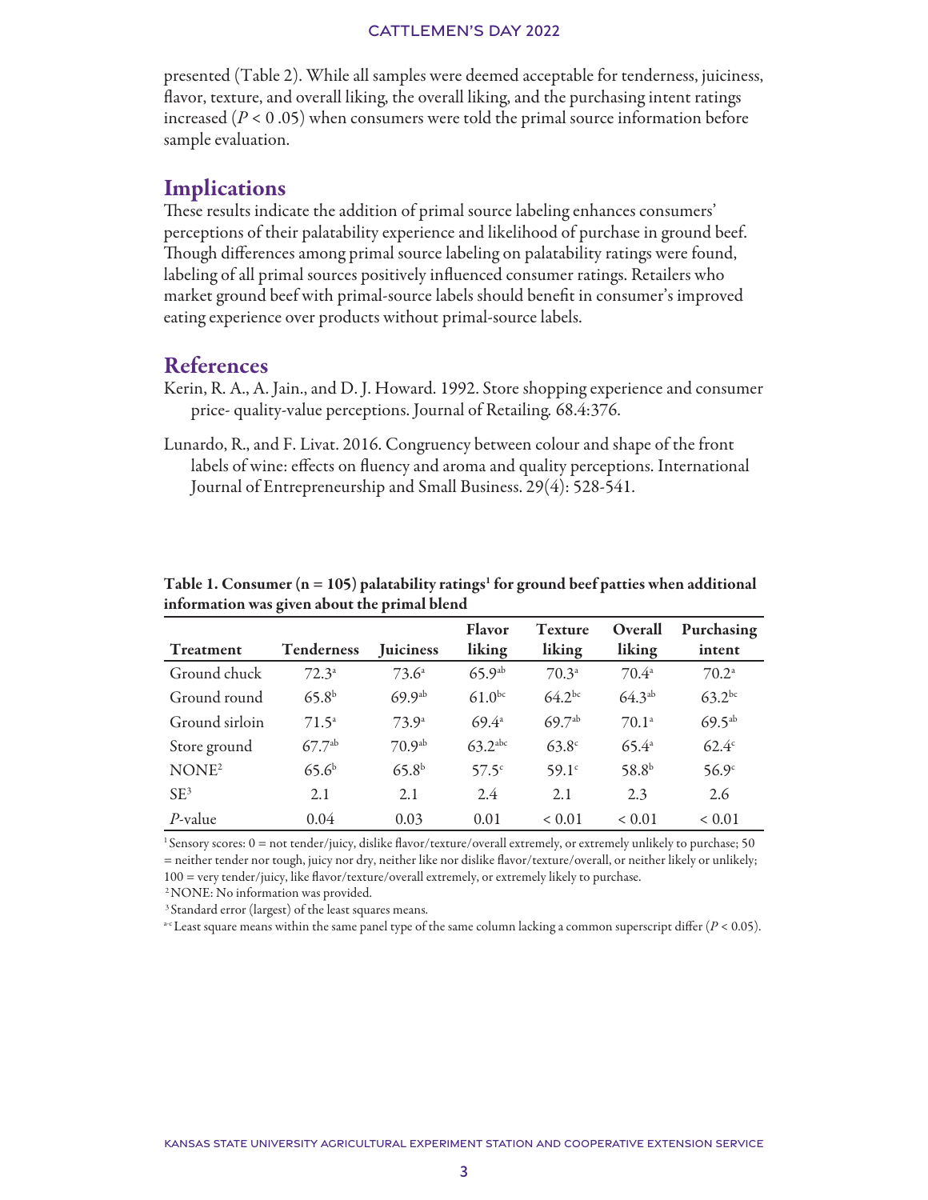presented (Table 2). While all samples were deemed acceptable for tenderness, juiciness, flavor, texture, and overall liking, the overall liking, and the purchasing intent ratings increased ($P < 0.05$) when consumers were told the primal source information before sample evaluation.

## Implications

These results indicate the addition of primal source labeling enhances consumers' perceptions of their palatability experience and likelihood of purchase in ground beef. Though differences among primal source labeling on palatability ratings were found, labeling of all primal sources positively influenced consumer ratings. Retailers who market ground beef with primal-source labels should benefit in consumer's improved eating experience over products without primal-source labels.

## References

Kerin, R. A., A. Jain., and D. J. Howard. 1992. Store shopping experience and consumer price- quality-value perceptions. Journal of Retailing. 68.4:376.

Lunardo, R., and F. Livat. 2016. Congruency between colour and shape of the front labels of wine: effects on fluency and aroma and quality perceptions. International Journal of Entrepreneurship and Small Business. 29(4): 528-541.

**Table 1. Consumer (n = 105) palatability ratings[1] for ground beef patties when additional information was given about the primal blend**

| Treatment | Tenderness | Juiciness | Flavor liking | Texture liking | Overall liking | Purchasing intent |
|---|---|---|---|---|---|---|
| Ground chuck | 72.3[a] | 73.6[a] | 65.9[ab] | 70.3[a] | 70.4[a] | 70.2[a] |
| Ground round | 65.8[b] | 69.9[ab] | 61.0[bc] | 64.2[bc] | 64.3[ab] | 63.2[bc] |
| Ground sirloin | 71.5[a] | 73.9[a] | 69.4[a] | 69.7[ab] | 70.1[a] | 69.5[ab] |
| Store ground | 67.7[ab] | 70.9[ab] | 63.2[abc] | 63.8[c] | 65.4[a] | 62.4[c] |
| NONE[2] | 65.6[b] | 65.8[b] | 57.5[c] | 59.1[c] | 58.8[b] | 56.9[c] |
| SE[3] | 2.1 | 2.1 | 2.4 | 2.1 | 2.3 | 2.6 |
| *P*-value | 0.04 | 0.03 | 0.01 | < 0.01 | < 0.01 | < 0.01 |

[1] Sensory scores: 0 = not tender/juicy, dislike flavor/texture/overall extremely, or extremely unlikely to purchase; 50 = neither tender nor tough, juicy nor dry, neither like nor dislike flavor/texture/overall, or neither likely or unlikely; 100 = very tender/juicy, like flavor/texture/overall extremely, or extremely likely to purchase.

[2] NONE: No information was provided.

[3] Standard error (largest) of the least squares means.

[a-c] Least square means within the same panel type of the same column lacking a common superscript differ ($P < 0.05$).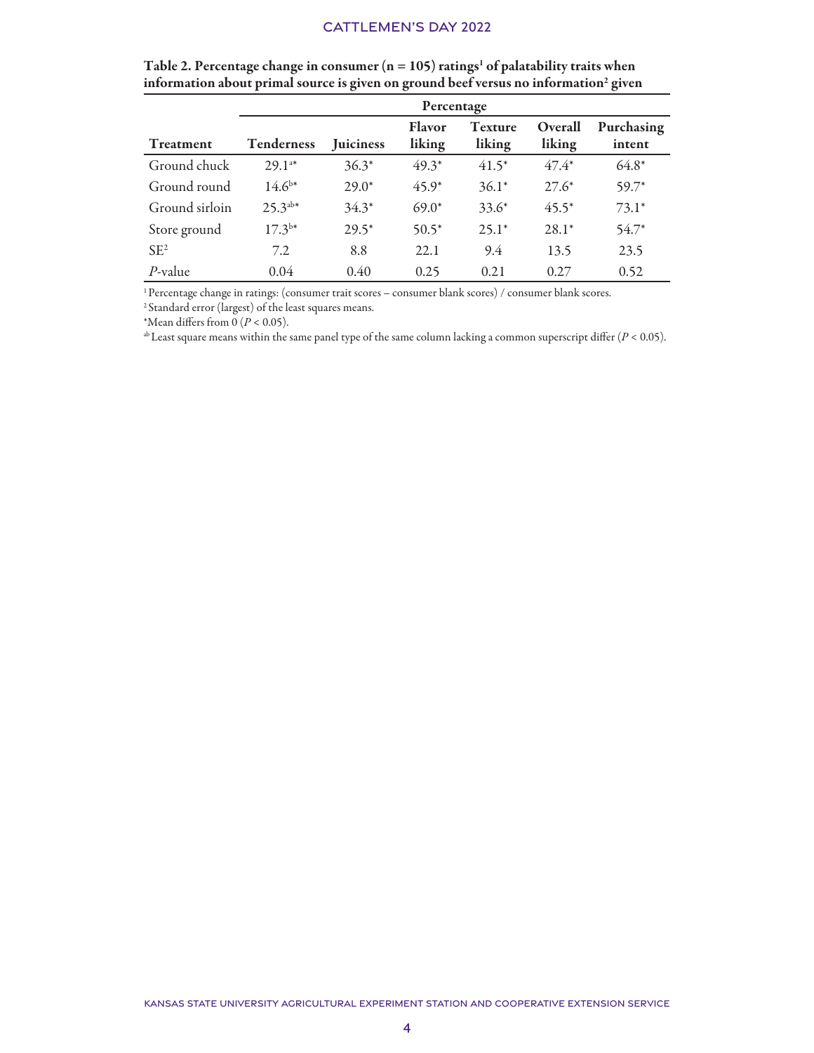**Table 2. Percentage change in consumer (n = 105) ratings[1] of palatability traits when information about primal source is given on ground beef versus no information[2] given**

| | Percentage | | | | | |
|---|---|---|---|---|---|---|
| Treatment | Tenderness | Juiciness | Flavor liking | Texture liking | Overall liking | Purchasing intent |
| Ground chuck | 29.1[a]* | 36.3* | 49.3* | 41.5* | 47.4* | 64.8* |
| Ground round | 14.6[b]* | 29.0* | 45.9* | 36.1* | 27.6* | 59.7* |
| Ground sirloin | 25.3[ab]* | 34.3* | 69.0* | 33.6* | 45.5* | 73.1* |
| Store ground | 17.3[b]* | 29.5* | 50.5* | 25.1* | 28.1* | 54.7* |
| SE[2] | 7.2 | 8.8 | 22.1 | 9.4 | 13.5 | 23.5 |
| *P*-value | 0.04 | 0.40 | 0.25 | 0.21 | 0.27 | 0.52 |

[1] Percentage change in ratings: (consumer trait scores – consumer blank scores) / consumer blank scores.

[2] Standard error (largest) of the least squares means.

*Mean differs from 0 ($P < 0.05$).

[ab] Least square means within the same panel type of the same column lacking a common superscript differ ($P < 0.05$).